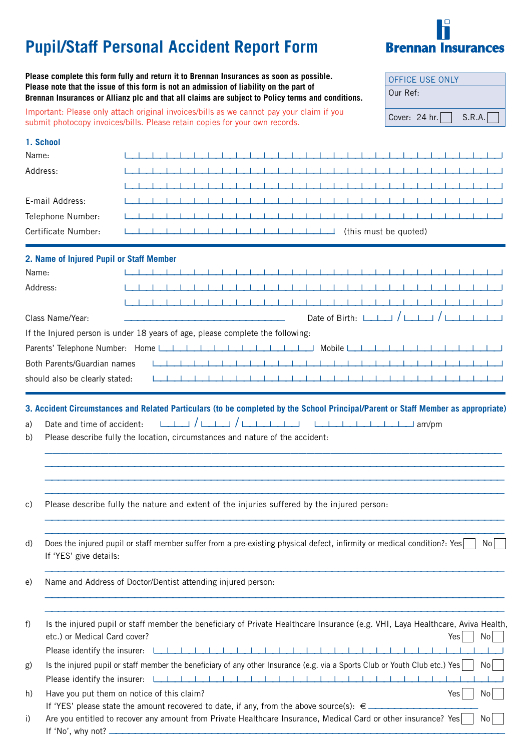# Pupil/Staff Personal Accident Report Form

**Brennan Insurances**

**Please complete this form fully and return it to Brennan Insurances as soon as possible. Please note that the issue of this form is not an admission of liability on the part of Brennan Insurances or Allianz plc and that all claims are subject to Policy terms and conditions.**

Important: Please only attach original invoices/bills as we cannot pay your claim if you submit photocopy invoices/bills. Please retain copies for your own records.

| OFFICE USE ONLY |
| --- |
| Our Ref: |
| Cover: 24 hr. ☐ S.R.A. ☐ |

## 1. School

Name:

Address:

E-mail Address:

Telephone Number:

Certificate Number: (this must be quoted)

## 2. Name of Injured Pupil or Staff Member

Name:

Address:

Class Name/Year: \_\_\_\_\_\_\_\_\_\_\_\_\_\_\_\_\_\_\_\_ Date of Birth: / /

If the Injured person is under 18 years of age, please complete the following:

Parents' Telephone Number: Home Mobile

Both Parents/Guardian names should also be clearly stated:

## 3. Accident Circumstances and Related Particulars (to be completed by the School Principal/Parent or Staff Member as appropriate)

a) Date and time of accident: / / am/pm

b) Please describe fully the location, circumstances and nature of the accident:

c) Please describe fully the nature and extent of the injuries suffered by the injured person:

d) Does the injured pupil or staff member suffer from a pre-existing physical defect, infirmity or medical condition?: Yes ☐ No ☐
If 'YES' give details:

e) Name and Address of Doctor/Dentist attending injured person:

f) Is the injured pupil or staff member the beneficiary of Private Healthcare Insurance (e.g. VHI, Laya Healthcare, Aviva Health, etc.) or Medical Card cover? Yes ☐ No ☐
Please identify the insurer:

g) Is the injured pupil or staff member the beneficiary of any other Insurance (e.g. via a Sports Club or Youth Club etc.) Yes ☐ No ☐
Please identify the insurer:

h) Have you put them on notice of this claim? Yes ☐ No ☐
If 'YES' please state the amount recovered to date, if any, from the above source(s): € \_\_\_\_\_\_\_\_\_\_

i) Are you entitled to recover any amount from Private Healthcare Insurance, Medical Card or other insurance? Yes ☐ No ☐
If 'No', why not? \_\_\_\_\_\_\_\_\_\_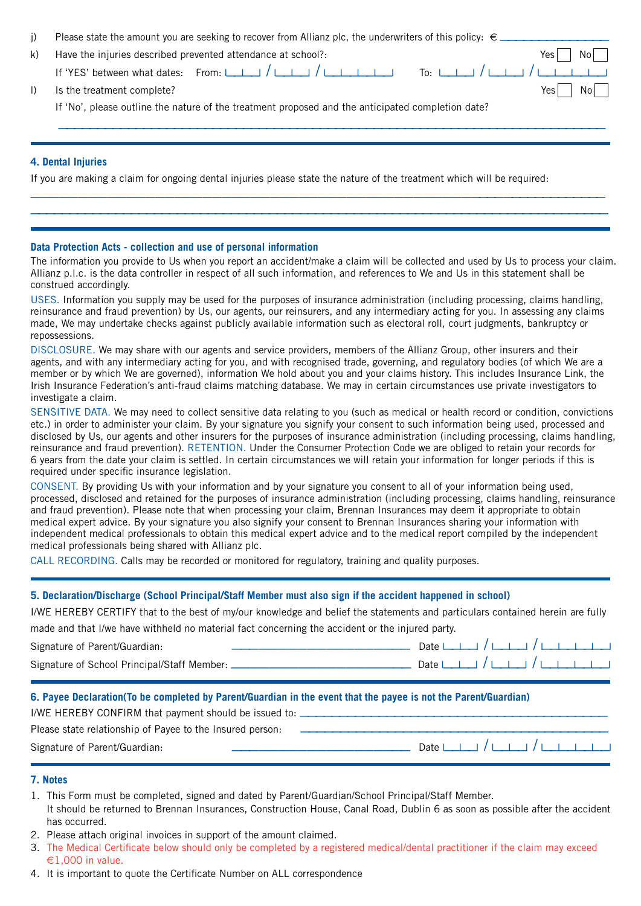j) Please state the amount you are seeking to recover from Allianz plc, the underwriters of this policy: € ____________________

k) Have the injuries described prevented attendance at school?: Yes ☐ No ☐

If 'YES' between what dates: From: ___ / ___ / _______ To: ___ / ___ / _______

l) Is the treatment complete? Yes ☐ No ☐

If 'No', please outline the nature of the treatment proposed and the anticipated completion date?

_______________________________________________________________________________

## 4. Dental Injuries

If you are making a claim for ongoing dental injuries please state the nature of the treatment which will be required:

_______________________________________________________________________________

_______________________________________________________________________________

## Data Protection Acts - collection and use of personal information

The information you provide to Us when you report an accident/make a claim will be collected and used by Us to process your claim. Allianz p.l.c. is the data controller in respect of all such information, and references to We and Us in this statement shall be construed accordingly.

USES. Information you supply may be used for the purposes of insurance administration (including processing, claims handling, reinsurance and fraud prevention) by Us, our agents, our reinsurers, and any intermediary acting for you. In assessing any claims made, We may undertake checks against publicly available information such as electoral roll, court judgments, bankruptcy or repossessions.

DISCLOSURE. We may share with our agents and service providers, members of the Allianz Group, other insurers and their agents, and with any intermediary acting for you, and with recognised trade, governing, and regulatory bodies (of which We are a member or by which We are governed), information We hold about you and your claims history. This includes Insurance Link, the Irish Insurance Federation's anti-fraud claims matching database. We may in certain circumstances use private investigators to investigate a claim.

SENSITIVE DATA. We may need to collect sensitive data relating to you (such as medical or health record or condition, convictions etc.) in order to administer your claim. By your signature you signify your consent to such information being used, processed and disclosed by Us, our agents and other insurers for the purposes of insurance administration (including processing, claims handling, reinsurance and fraud prevention). RETENTION. Under the Consumer Protection Code we are obliged to retain your records for 6 years from the date your claim is settled. In certain circumstances we will retain your information for longer periods if this is required under specific insurance legislation.

CONSENT. By providing Us with your information and by your signature you consent to all of your information being used, processed, disclosed and retained for the purposes of insurance administration (including processing, claims handling, reinsurance and fraud prevention). Please note that when processing your claim, Brennan Insurances may deem it appropriate to obtain medical expert advice. By your signature you also signify your consent to Brennan Insurances sharing your information with independent medical professionals to obtain this medical expert advice and to the medical report compiled by the independent medical professionals being shared with Allianz plc.

CALL RECORDING. Calls may be recorded or monitored for regulatory, training and quality purposes.

## 5. Declaration/Discharge (School Principal/Staff Member must also sign if the accident happened in school)

I/WE HEREBY CERTIFY that to the best of my/our knowledge and belief the statements and particulars contained herein are fully made and that I/we have withheld no material fact concerning the accident or the injured party.

Signature of Parent/Guardian: ______________________________ Date ___ / ___ / _______

Signature of School Principal/Staff Member: ______________________________ Date ___ / ___ / _______

## 6. Payee Declaration(To be completed by Parent/Guardian in the event that the payee is not the Parent/Guardian)

I/WE HEREBY CONFIRM that payment should be issued to: ______________________________

Please state relationship of Payee to the Insured person: ______________________________

Signature of Parent/Guardian: ______________________________ Date ___ / ___ / _______

## 7. Notes

1. This Form must be completed, signed and dated by Parent/Guardian/School Principal/Staff Member. It should be returned to Brennan Insurances, Construction House, Canal Road, Dublin 6 as soon as possible after the accident has occurred.
2. Please attach original invoices in support of the amount claimed.
3. The Medical Certificate below should only be completed by a registered medical/dental practitioner if the claim may exceed €1,000 in value.
4. It is important to quote the Certificate Number on ALL correspondence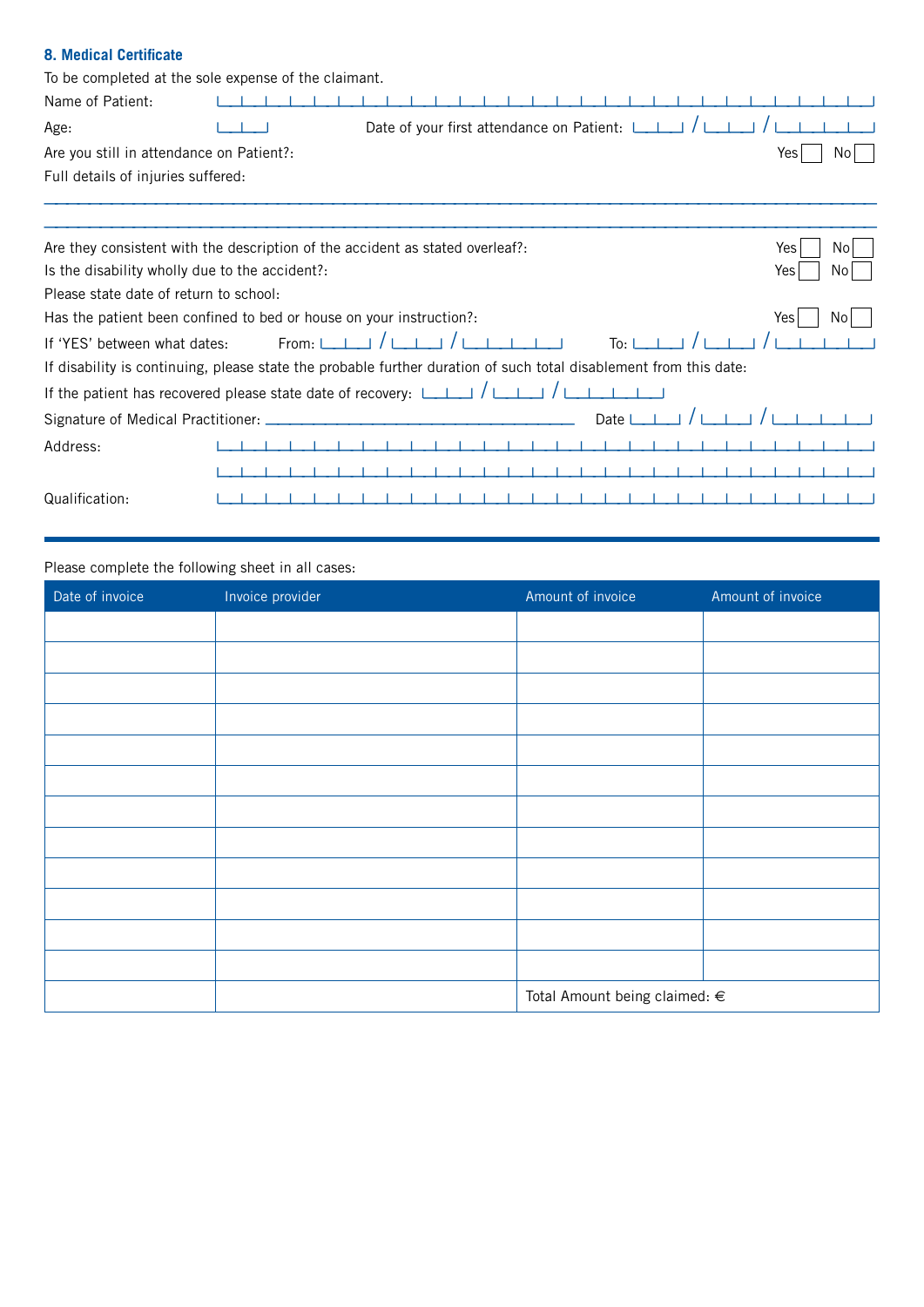### 8. Medical Certificate

To be completed at the sole expense of the claimant.

Name of Patient:

Age: Date of your first attendance on Patient: / /

Are you still in attendance on Patient?: Yes ☐ No ☐

Full details of injuries suffered:

Are they consistent with the description of the accident as stated overleaf?: Yes ☐ No ☐

Is the disability wholly due to the accident?: Yes ☐ No ☐

Please state date of return to school:

Has the patient been confined to bed or house on your instruction?: Yes ☐ No ☐

If 'YES' between what dates: From: / / To: / /

If disability is continuing, please state the probable further duration of such total disablement from this date:

If the patient has recovered please state date of recovery: / /

Signature of Medical Practitioner: Date / /

Address:

Qualification:

Please complete the following sheet in all cases:

| Date of invoice | Invoice provider | Amount of invoice | Amount of invoice |
|---|---|---|---|
| | | | |
| | | | |
| | | | |
| | | | |
| | | | |
| | | | |
| | | | |
| | | | |
| | | | |
| | | | |
| | | | |
| | | | |
| | | Total Amount being claimed: € | |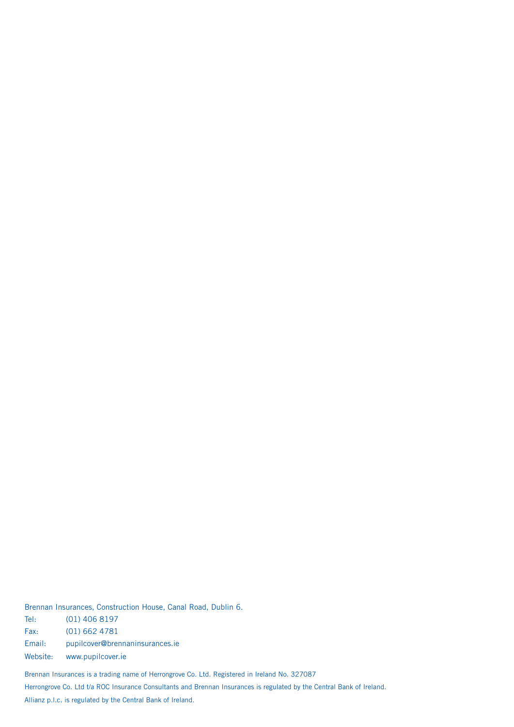Brennan Insurances, Construction House, Canal Road, Dublin 6.

| | |
|---|---|
| Tel: | (01) 406 8197 |
| Fax: | (01) 662 4781 |
| Email: | pupilcover@brennaninsurances.ie |
| Website: | www.pupilcover.ie |

Brennan Insurances is a trading name of Herrongrove Co. Ltd. Registered in Ireland No. 327087

Herrongrove Co. Ltd t/a ROC Insurance Consultants and Brennan Insurances is regulated by the Central Bank of Ireland.

Allianz p.l.c. is regulated by the Central Bank of Ireland.